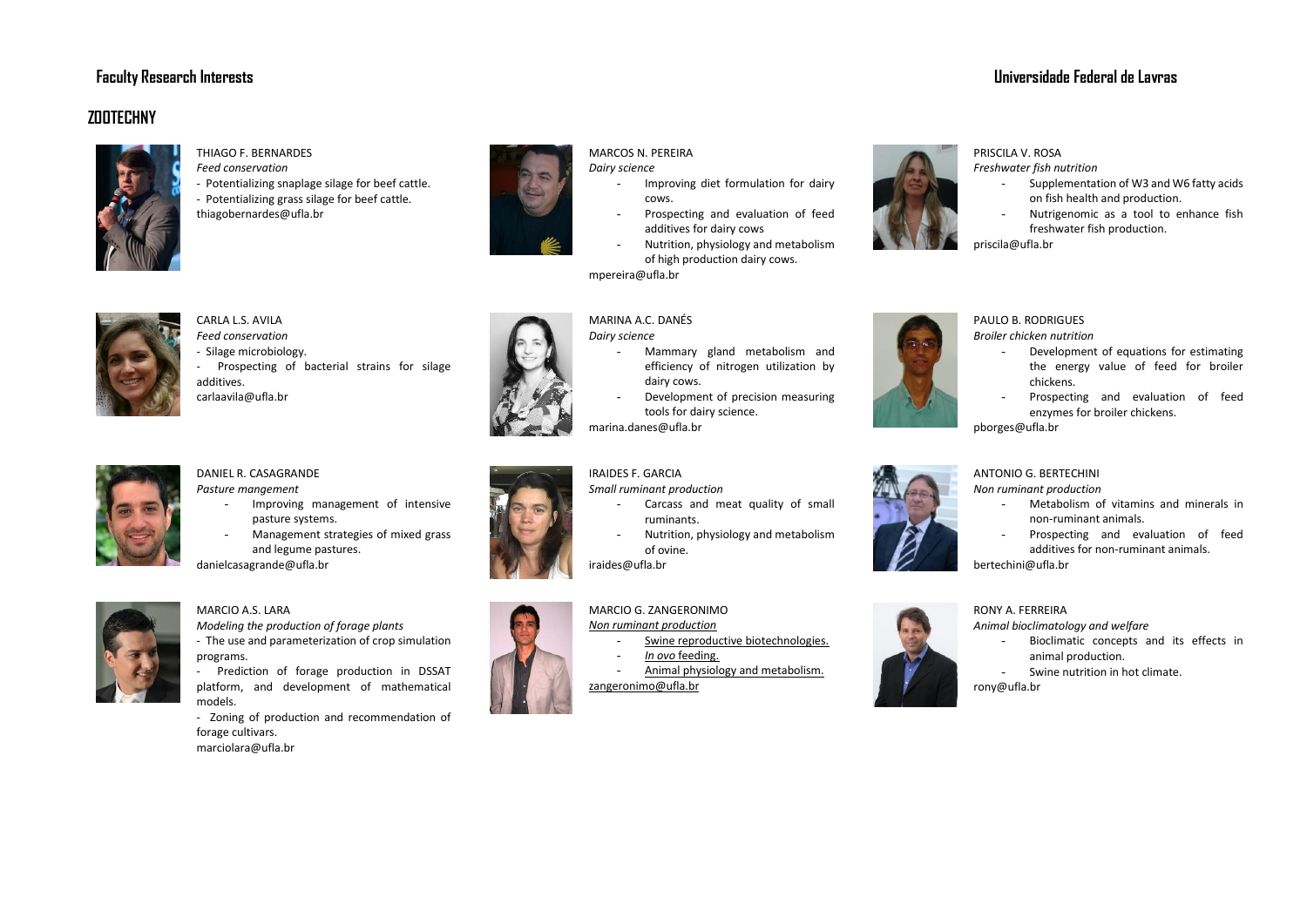Faculty Research Interests

Universidade Federal de Lavras

## ZOOTECHNY

THIAGO F. BERNARDES
*Feed conservation*
- Potentializing snaplage silage for beef cattle.
- Potentializing grass silage for beef cattle.

thiagobernardes@ufla.br

MARCOS N. PEREIRA
*Dairy science*
- Improving diet formulation for dairy cows.
- Prospecting and evaluation of feed additives for dairy cows
- Nutrition, physiology and metabolism of high production dairy cows.

mpereira@ufla.br

PRISCILA V. ROSA
*Freshwater fish nutrition*
- Supplementation of W3 and W6 fatty acids on fish health and production.
- Nutrigenomic as a tool to enhance fish freshwater fish production.

priscila@ufla.br

CARLA L.S. AVILA
*Feed conservation*
- Silage microbiology.
- Prospecting of bacterial strains for silage additives.

carlaavila@ufla.br

MARINA A.C. DANÉS
*Dairy science*
- Mammary gland metabolism and efficiency of nitrogen utilization by dairy cows.
- Development of precision measuring tools for dairy science.

marina.danes@ufla.br

PAULO B. RODRIGUES
*Broiler chicken nutrition*
- Development of equations for estimating the energy value of feed for broiler chickens.
- Prospecting and evaluation of feed enzymes for broiler chickens.

pborges@ufla.br

DANIEL R. CASAGRANDE
*Pasture mangement*
- Improving management of intensive pasture systems.
- Management strategies of mixed grass and legume pastures.

danielcasagrande@ufla.br

IRAIDES F. GARCIA
*Small ruminant production*
- Carcass and meat quality of small ruminants.
- Nutrition, physiology and metabolism of ovine.

iraides@ufla.br

ANTONIO G. BERTECHINI
*Non ruminant production*
- Metabolism of vitamins and minerals in non-ruminant animals.
- Prospecting and evaluation of feed additives for non-ruminant animals.

bertechini@ufla.br

MARCIO A.S. LARA
*Modeling the production of forage plants*
- The use and parameterization of crop simulation programs.
- Prediction of forage production in DSSAT platform, and development of mathematical models.
- Zoning of production and recommendation of forage cultivars.

marciolara@ufla.br

MARCIO G. ZANGERONIMO
*Non ruminant production*
- Swine reproductive biotechnologies.
- *In ovo* feeding.
- Animal physiology and metabolism.

zangeronimo@ufla.br

RONY A. FERREIRA
*Animal bioclimatology and welfare*
- Bioclimatic concepts and its effects in animal production.
- Swine nutrition in hot climate.

rony@ufla.br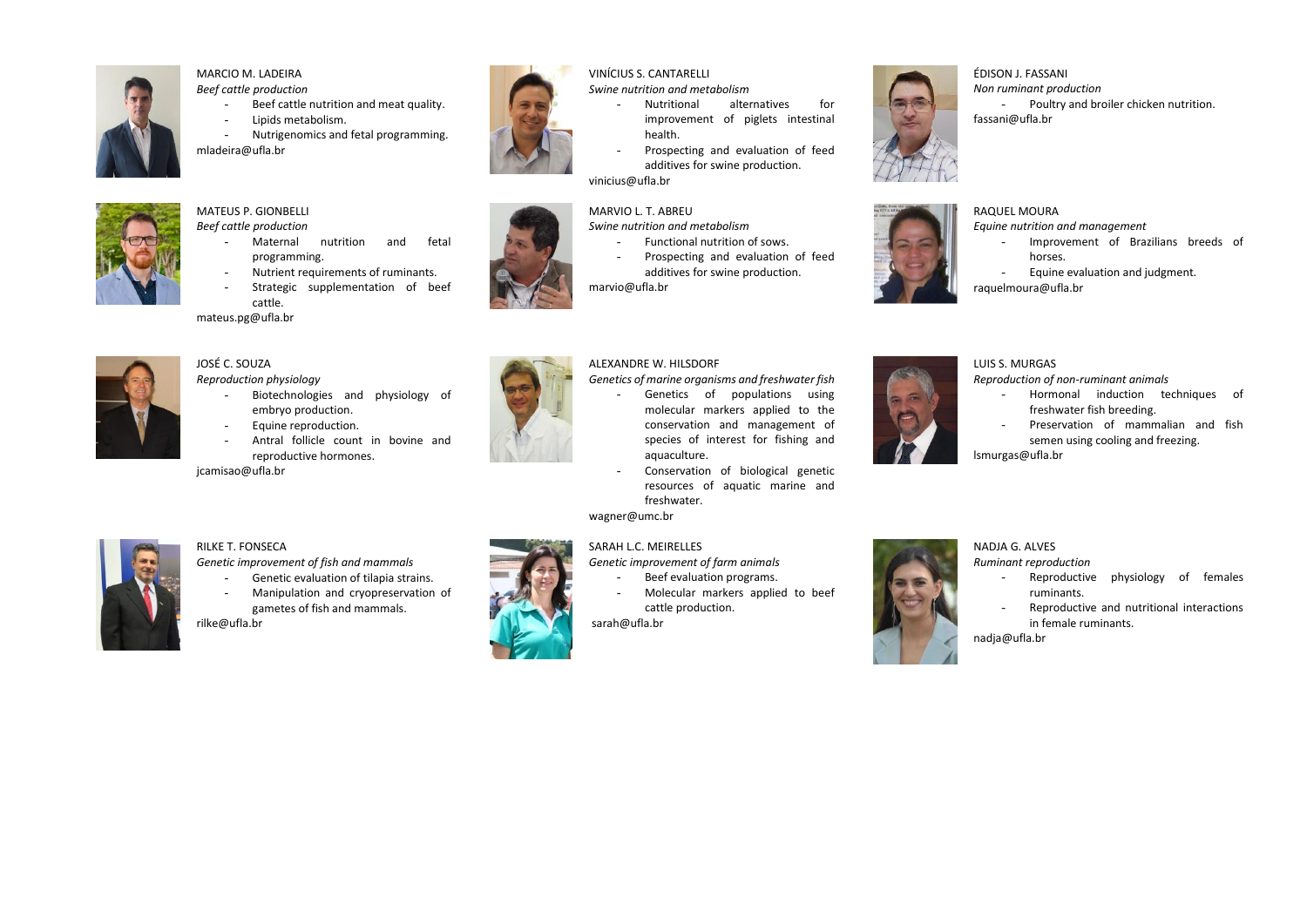MARCIO M. LADEIRA
*Beef cattle production*

- Beef cattle nutrition and meat quality.
- Lipids metabolism.
- Nutrigenomics and fetal programming.

mladeira@ufla.br

VINÍCIUS S. CANTARELLI
*Swine nutrition and metabolism*

- Nutritional alternatives for improvement of piglets intestinal health.
- Prospecting and evaluation of feed additives for swine production.

vinicius@ufla.br

ÉDISON J. FASSANI
*Non ruminant production*

- Poultry and broiler chicken nutrition.

fassani@ufla.br

MATEUS P. GIONBELLI
*Beef cattle production*

- Maternal nutrition and fetal programming.
- Nutrient requirements of ruminants.
- Strategic supplementation of beef cattle.

mateus.pg@ufla.br

MARVIO L. T. ABREU
*Swine nutrition and metabolism*

- Functional nutrition of sows.
- Prospecting and evaluation of feed additives for swine production.

marvio@ufla.br

RAQUEL MOURA
*Equine nutrition and management*

- Improvement of Brazilians breeds of horses.
- Equine evaluation and judgment.

raquelmoura@ufla.br

JOSÉ C. SOUZA
*Reproduction physiology*

- Biotechnologies and physiology of embryo production.
- Equine reproduction.
- Antral follicle count in bovine and reproductive hormones.

jcamisao@ufla.br

ALEXANDRE W. HILSDORF
*Genetics of marine organisms and freshwater fish*

- Genetics of populations using molecular markers applied to the conservation and management of species of interest for fishing and aquaculture.
- Conservation of biological genetic resources of aquatic marine and freshwater.

wagner@umc.br

LUIS S. MURGAS
*Reproduction of non-ruminant animals*

- Hormonal induction techniques of freshwater fish breeding.
- Preservation of mammalian and fish semen using cooling and freezing.

lsmurgas@ufla.br

RILKE T. FONSECA
*Genetic improvement of fish and mammals*

- Genetic evaluation of tilapia strains.
- Manipulation and cryopreservation of gametes of fish and mammals.

rilke@ufla.br

SARAH L.C. MEIRELLES
*Genetic improvement of farm animals*

- Beef evaluation programs.
- Molecular markers applied to beef cattle production.

sarah@ufla.br

NADJA G. ALVES
*Ruminant reproduction*

- Reproductive physiology of females ruminants.
- Reproductive and nutritional interactions in female ruminants.

nadja@ufla.br